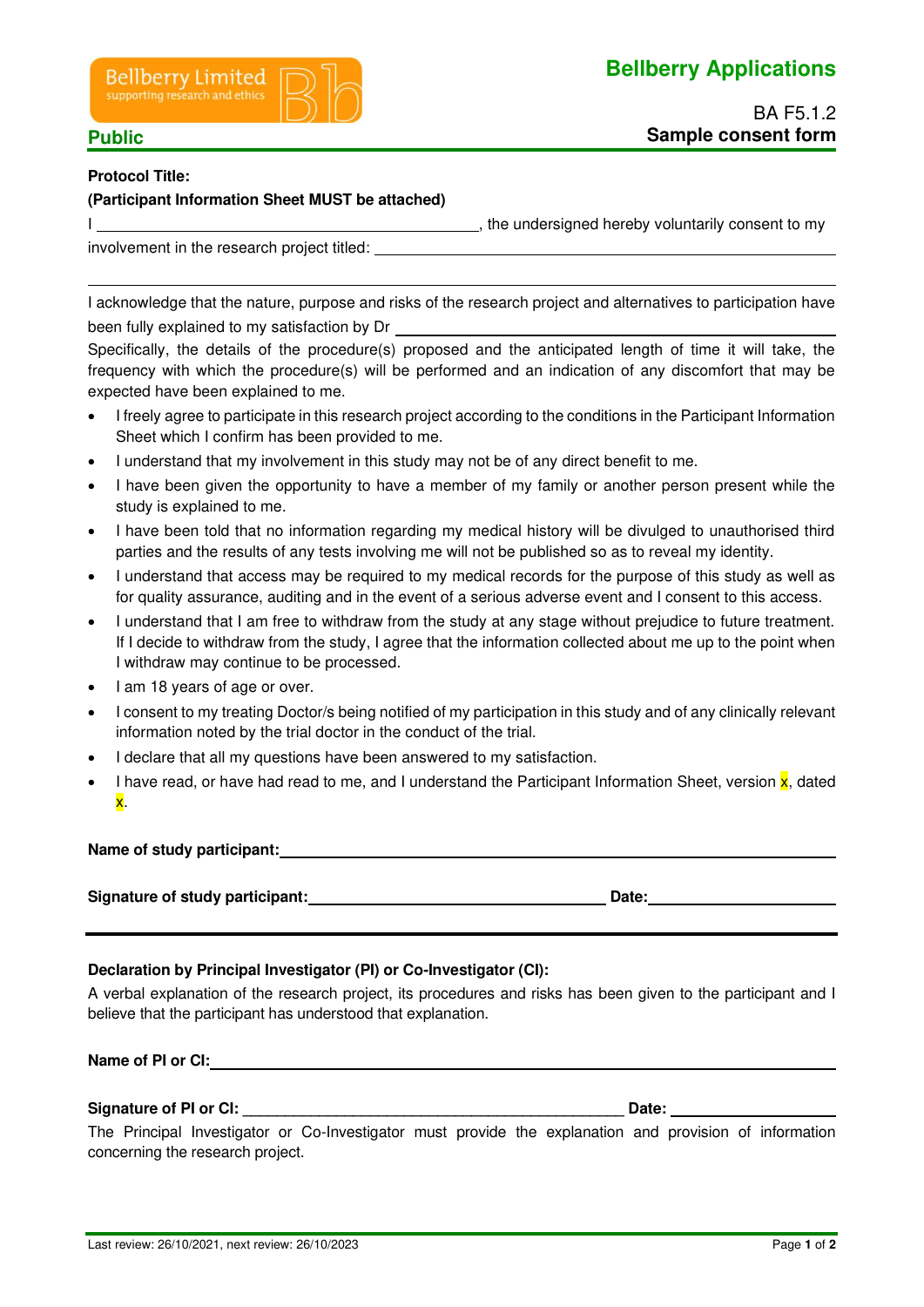Bellberry Limited
supporting research and ethics

**Bellberry Applications**

**Public**

BA F5.1.2
**Sample consent form**

**Protocol Title:**

**(Participant Information Sheet MUST be attached)**

I \_\_\_\_\_\_\_\_\_\_\_\_\_\_\_\_\_\_\_\_\_\_\_\_\_\_\_\_\_\_\_\_\_\_\_\_\_\_\_\_\_\_, the undersigned hereby voluntarily consent to my involvement in the research project titled: \_\_\_\_\_\_\_\_\_\_\_\_\_\_\_\_\_\_\_\_\_\_\_\_\_\_\_\_\_\_\_\_\_\_\_\_\_\_\_\_\_\_\_\_\_\_\_\_\_\_\_\_

\_\_\_\_\_\_\_\_\_\_\_\_\_\_\_\_\_\_\_\_\_\_\_\_\_\_\_\_\_\_\_\_\_\_\_\_\_\_\_\_\_\_\_\_\_\_\_\_\_\_\_\_\_\_\_\_\_\_\_\_\_\_\_\_\_\_\_\_\_\_\_\_\_\_\_\_\_\_\_\_\_\_\_\_\_\_

I acknowledge that the nature, purpose and risks of the research project and alternatives to participation have been fully explained to my satisfaction by Dr \_\_\_\_\_\_\_\_\_\_\_\_\_\_\_\_\_\_\_\_\_\_\_\_\_\_\_\_\_\_\_\_\_\_\_\_\_\_\_\_\_\_\_\_\_\_\_\_\_\_\_\_

Specifically, the details of the procedure(s) proposed and the anticipated length of time it will take, the frequency with which the procedure(s) will be performed and an indication of any discomfort that may be expected have been explained to me.

- I freely agree to participate in this research project according to the conditions in the Participant Information Sheet which I confirm has been provided to me.
- I understand that my involvement in this study may not be of any direct benefit to me.
- I have been given the opportunity to have a member of my family or another person present while the study is explained to me.
- I have been told that no information regarding my medical history will be divulged to unauthorised third parties and the results of any tests involving me will not be published so as to reveal my identity.
- I understand that access may be required to my medical records for the purpose of this study as well as for quality assurance, auditing and in the event of a serious adverse event and I consent to this access.
- I understand that I am free to withdraw from the study at any stage without prejudice to future treatment. If I decide to withdraw from the study, I agree that the information collected about me up to the point when I withdraw may continue to be processed.
- I am 18 years of age or over.
- I consent to my treating Doctor/s being notified of my participation in this study and of any clinically relevant information noted by the trial doctor in the conduct of the trial.
- I declare that all my questions have been answered to my satisfaction.
- I have read, or have had read to me, and I understand the Participant Information Sheet, version x, dated x.

**Name of study participant:** \_\_\_\_\_\_\_\_\_\_\_\_\_\_\_\_\_\_\_\_\_\_\_\_\_\_\_\_\_\_\_\_\_\_\_\_\_\_\_\_\_\_\_\_\_\_\_\_\_\_\_\_

**Signature of study participant:** \_\_\_\_\_\_\_\_\_\_\_\_\_\_\_\_\_\_\_\_\_\_\_\_\_\_\_\_\_\_\_\_ **Date:** \_\_\_\_\_\_\_\_\_\_\_\_\_\_\_\_\_\_\_\_

---

**Declaration by Principal Investigator (PI) or Co-Investigator (CI):**

A verbal explanation of the research project, its procedures and risks has been given to the participant and I believe that the participant has understood that explanation.

**Name of PI or CI:** \_\_\_\_\_\_\_\_\_\_\_\_\_\_\_\_\_\_\_\_\_\_\_\_\_\_\_\_\_\_\_\_\_\_\_\_\_\_\_\_\_\_\_\_\_\_\_\_\_\_\_\_

**Signature of PI or CI:** \_\_\_\_\_\_\_\_\_\_\_\_\_\_\_\_\_\_\_\_\_\_\_\_\_\_\_\_\_\_\_\_\_\_\_\_\_\_\_\_\_\_ **Date:** \_\_\_\_\_\_\_\_\_\_\_\_\_\_\_\_\_\_\_\_

The Principal Investigator or Co-Investigator must provide the explanation and provision of information concerning the research project.

Last review: 26/10/2021, next review: 26/10/2023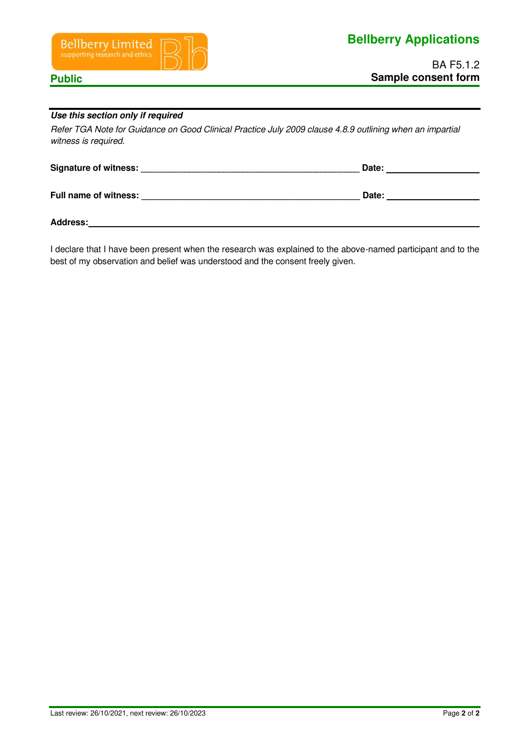***Use this section only if required***

*Refer TGA Note for Guidance on Good Clinical Practice July 2009 clause 4.8.9 outlining when an impartial witness is required.*

**Signature of witness:** ____________________________________________ **Date:** ___________________

**Full name of witness:** ____________________________________________ **Date:** ___________________

**Address:** ____________________________________________________________________________

I declare that I have been present when the research was explained to the above-named participant and to the best of my observation and belief was understood and the consent freely given.